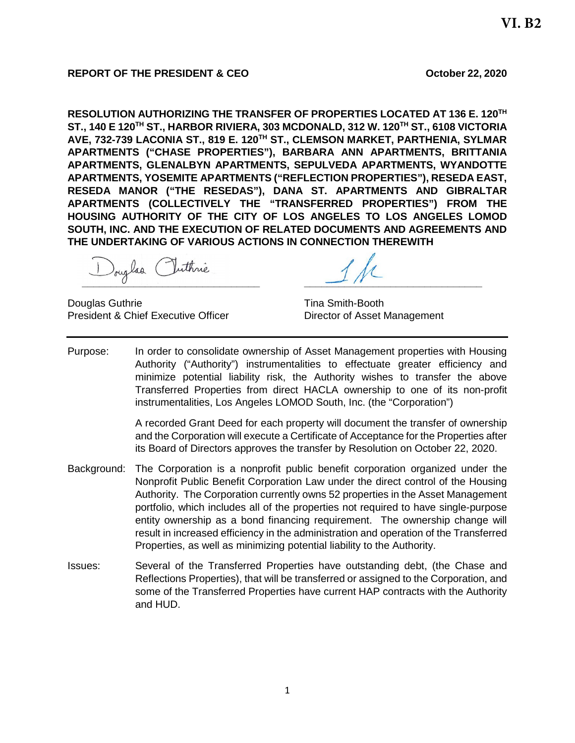**VI. B2**

**REPORT OF THE PRESIDENT & CEO** **October 22, 2020**

**RESOLUTION AUTHORIZING THE TRANSFER OF PROPERTIES LOCATED AT 136 E. 120TH ST., 140 E 120TH ST., HARBOR RIVIERA, 303 MCDONALD, 312 W. 120TH ST., 6108 VICTORIA AVE, 732-739 LACONIA ST., 819 E. 120TH ST., CLEMSON MARKET, PARTHENIA, SYLMAR APARTMENTS ("CHASE PROPERTIES"), BARBARA ANN APARTMENTS, BRITTANIA APARTMENTS, GLENALBYN APARTMENTS, SEPULVEDA APARTMENTS, WYANDOTTE APARTMENTS, YOSEMITE APARTMENTS ("REFLECTION PROPERTIES"), RESEDA EAST, RESEDA MANOR ("THE RESEDAS"), DANA ST. APARTMENTS AND GIBRALTAR APARTMENTS (COLLECTIVELY THE "TRANSFERRED PROPERTIES") FROM THE HOUSING AUTHORITY OF THE CITY OF LOS ANGELES TO LOS ANGELES LOMOD SOUTH, INC. AND THE EXECUTION OF RELATED DOCUMENTS AND AGREEMENTS AND THE UNDERTAKING OF VARIOUS ACTIONS IN CONNECTION THEREWITH**

Douglas Guthrie
President & Chief Executive Officer

Tina Smith-Booth
Director of Asset Management

---

Purpose: In order to consolidate ownership of Asset Management properties with Housing Authority ("Authority") instrumentalities to effectuate greater efficiency and minimize potential liability risk, the Authority wishes to transfer the above Transferred Properties from direct HACLA ownership to one of its non-profit instrumentalities, Los Angeles LOMOD South, Inc. (the "Corporation")

A recorded Grant Deed for each property will document the transfer of ownership and the Corporation will execute a Certificate of Acceptance for the Properties after its Board of Directors approves the transfer by Resolution on October 22, 2020.

Background: The Corporation is a nonprofit public benefit corporation organized under the Nonprofit Public Benefit Corporation Law under the direct control of the Housing Authority. The Corporation currently owns 52 properties in the Asset Management portfolio, which includes all of the properties not required to have single-purpose entity ownership as a bond financing requirement. The ownership change will result in increased efficiency in the administration and operation of the Transferred Properties, as well as minimizing potential liability to the Authority.

Issues: Several of the Transferred Properties have outstanding debt, (the Chase and Reflections Properties), that will be transferred or assigned to the Corporation, and some of the Transferred Properties have current HAP contracts with the Authority and HUD.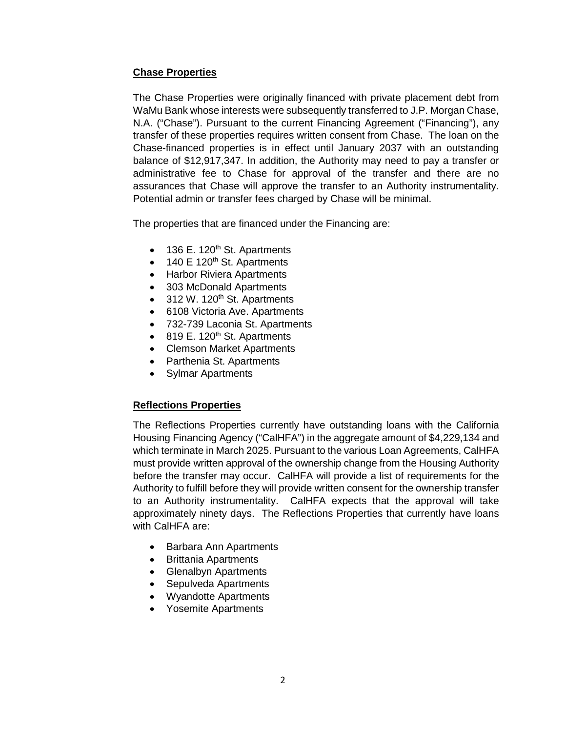**Chase Properties**

The Chase Properties were originally financed with private placement debt from WaMu Bank whose interests were subsequently transferred to J.P. Morgan Chase, N.A. ("Chase"). Pursuant to the current Financing Agreement ("Financing"), any transfer of these properties requires written consent from Chase. The loan on the Chase-financed properties is in effect until January 2037 with an outstanding balance of $12,917,347. In addition, the Authority may need to pay a transfer or administrative fee to Chase for approval of the transfer and there are no assurances that Chase will approve the transfer to an Authority instrumentality. Potential admin or transfer fees charged by Chase will be minimal.

The properties that are financed under the Financing are:

- 136 E. 120th St. Apartments
- 140 E 120th St. Apartments
- Harbor Riviera Apartments
- 303 McDonald Apartments
- 312 W. 120th St. Apartments
- 6108 Victoria Ave. Apartments
- 732-739 Laconia St. Apartments
- 819 E. 120th St. Apartments
- Clemson Market Apartments
- Parthenia St. Apartments
- Sylmar Apartments

**Reflections Properties**

The Reflections Properties currently have outstanding loans with the California Housing Financing Agency ("CalHFA") in the aggregate amount of $4,229,134 and which terminate in March 2025. Pursuant to the various Loan Agreements, CalHFA must provide written approval of the ownership change from the Housing Authority before the transfer may occur. CalHFA will provide a list of requirements for the Authority to fulfill before they will provide written consent for the ownership transfer to an Authority instrumentality. CalHFA expects that the approval will take approximately ninety days. The Reflections Properties that currently have loans with CalHFA are:

- Barbara Ann Apartments
- Brittania Apartments
- Glenalbyn Apartments
- Sepulveda Apartments
- Wyandotte Apartments
- Yosemite Apartments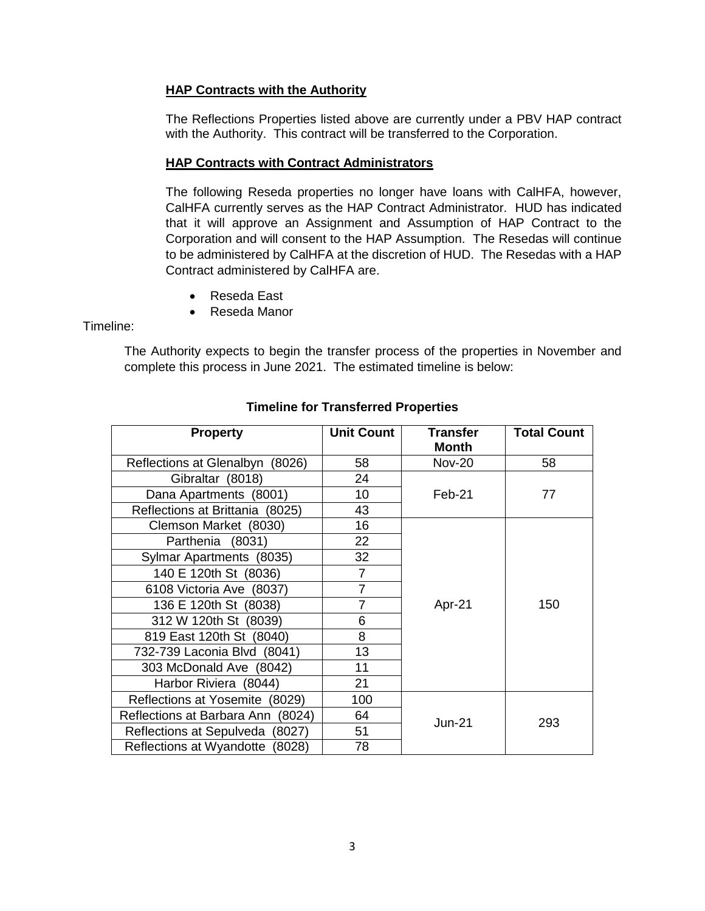**HAP Contracts with the Authority**

The Reflections Properties listed above are currently under a PBV HAP contract with the Authority. This contract will be transferred to the Corporation.

**HAP Contracts with Contract Administrators**

The following Reseda properties no longer have loans with CalHFA, however, CalHFA currently serves as the HAP Contract Administrator. HUD has indicated that it will approve an Assignment and Assumption of HAP Contract to the Corporation and will consent to the HAP Assumption. The Resedas will continue to be administered by CalHFA at the discretion of HUD. The Resedas with a HAP Contract administered by CalHFA are.

- Reseda East
- Reseda Manor

Timeline:

The Authority expects to begin the transfer process of the properties in November and complete this process in June 2021. The estimated timeline is below:

**Timeline for Transferred Properties**

| Property | Unit Count | Transfer Month | Total Count |
|---|---|---|---|
| Reflections at Glenalbyn (8026) | 58 | Nov-20 | 58 |
| Gibraltar (8018) | 24 | Feb-21 | 77 |
| Dana Apartments (8001) | 10 | | |
| Reflections at Brittania (8025) | 43 | | |
| Clemson Market (8030) | 16 | Apr-21 | 150 |
| Parthenia (8031) | 22 | | |
| Sylmar Apartments (8035) | 32 | | |
| 140 E 120th St (8036) | 7 | | |
| 6108 Victoria Ave (8037) | 7 | | |
| 136 E 120th St (8038) | 7 | | |
| 312 W 120th St (8039) | 6 | | |
| 819 East 120th St (8040) | 8 | | |
| 732-739 Laconia Blvd (8041) | 13 | | |
| 303 McDonald Ave (8042) | 11 | | |
| Harbor Riviera (8044) | 21 | | |
| Reflections at Yosemite (8029) | 100 | Jun-21 | 293 |
| Reflections at Barbara Ann (8024) | 64 | | |
| Reflections at Sepulveda (8027) | 51 | | |
| Reflections at Wyandotte (8028) | 78 | | |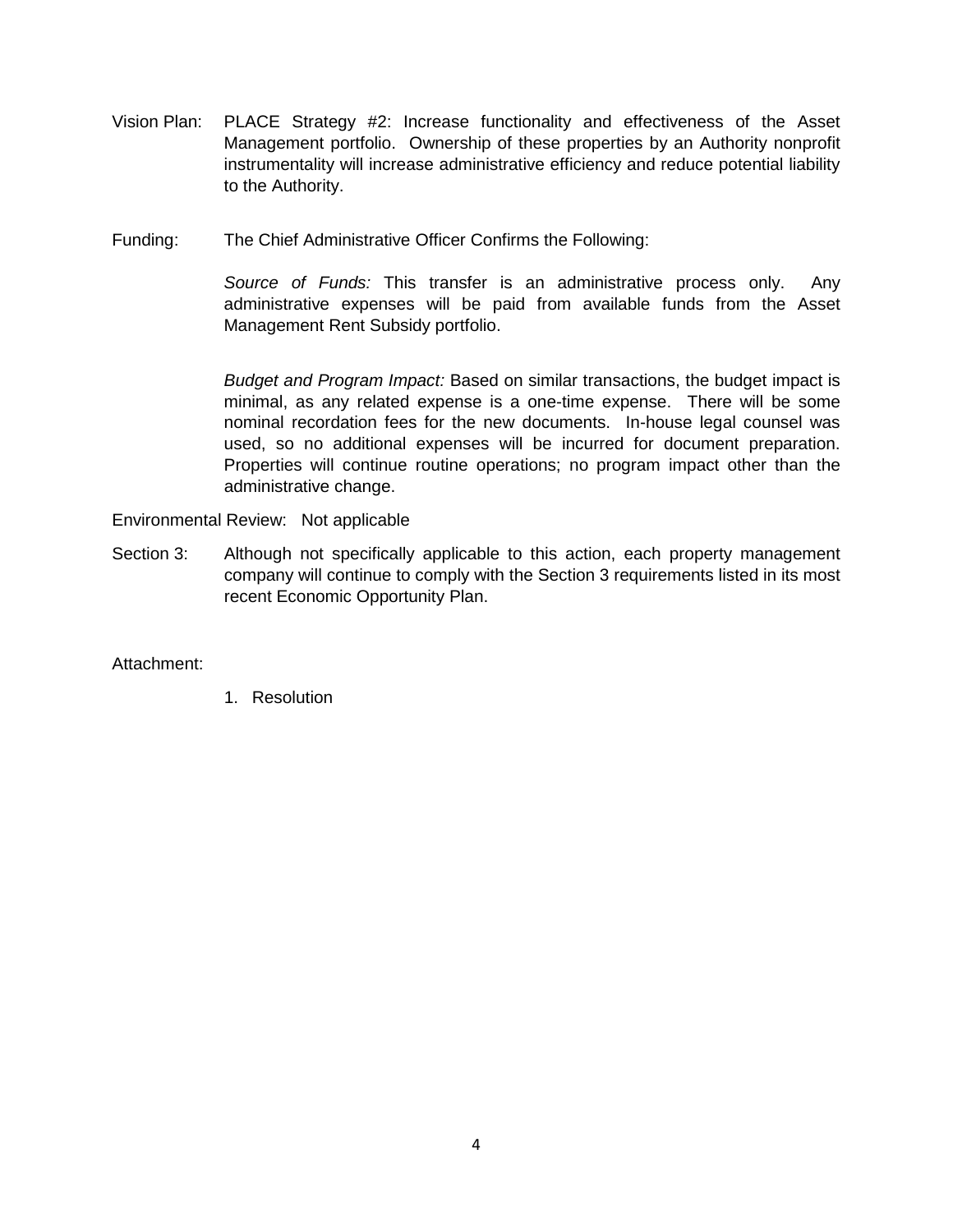Vision Plan: PLACE Strategy #2: Increase functionality and effectiveness of the Asset Management portfolio. Ownership of these properties by an Authority nonprofit instrumentality will increase administrative efficiency and reduce potential liability to the Authority.

Funding: The Chief Administrative Officer Confirms the Following:

*Source of Funds:* This transfer is an administrative process only. Any administrative expenses will be paid from available funds from the Asset Management Rent Subsidy portfolio.

*Budget and Program Impact:* Based on similar transactions, the budget impact is minimal, as any related expense is a one-time expense. There will be some nominal recordation fees for the new documents. In-house legal counsel was used, so no additional expenses will be incurred for document preparation. Properties will continue routine operations; no program impact other than the administrative change.

Environmental Review: Not applicable

Section 3: Although not specifically applicable to this action, each property management company will continue to comply with the Section 3 requirements listed in its most recent Economic Opportunity Plan.

Attachment:

1. Resolution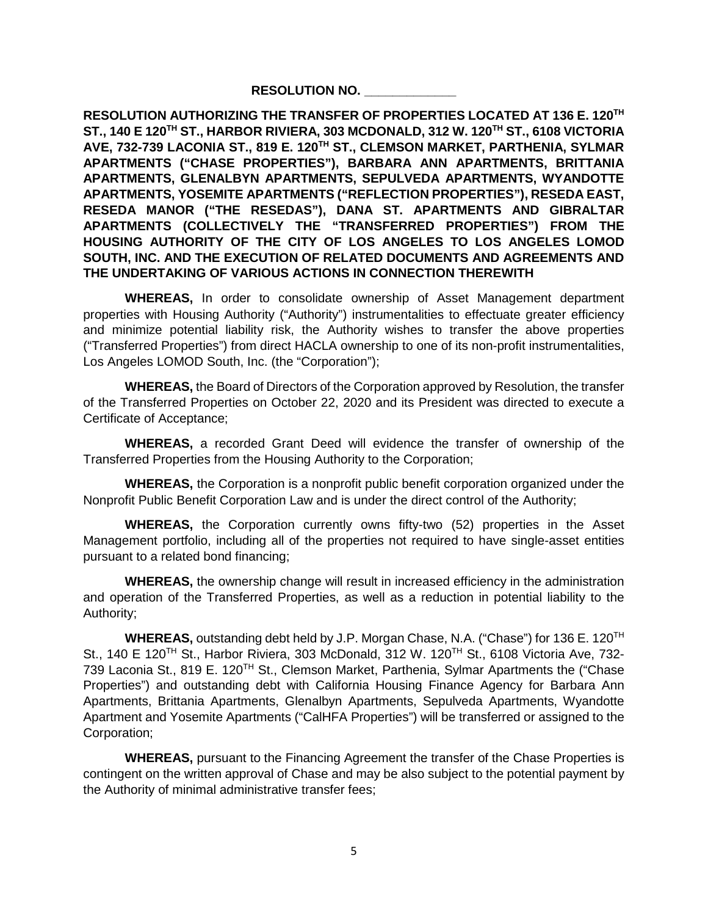**RESOLUTION NO. \_\_\_\_\_\_\_\_\_\_\_\_\_**

**RESOLUTION AUTHORIZING THE TRANSFER OF PROPERTIES LOCATED AT 136 E. 120TH ST., 140 E 120TH ST., HARBOR RIVIERA, 303 MCDONALD, 312 W. 120TH ST., 6108 VICTORIA AVE, 732-739 LACONIA ST., 819 E. 120TH ST., CLEMSON MARKET, PARTHENIA, SYLMAR APARTMENTS ("CHASE PROPERTIES"), BARBARA ANN APARTMENTS, BRITTANIA APARTMENTS, GLENALBYN APARTMENTS, SEPULVEDA APARTMENTS, WYANDOTTE APARTMENTS, YOSEMITE APARTMENTS ("REFLECTION PROPERTIES"), RESEDA EAST, RESEDA MANOR ("THE RESEDAS"), DANA ST. APARTMENTS AND GIBRALTAR APARTMENTS (COLLECTIVELY THE "TRANSFERRED PROPERTIES") FROM THE HOUSING AUTHORITY OF THE CITY OF LOS ANGELES TO LOS ANGELES LOMOD SOUTH, INC. AND THE EXECUTION OF RELATED DOCUMENTS AND AGREEMENTS AND THE UNDERTAKING OF VARIOUS ACTIONS IN CONNECTION THEREWITH**

**WHEREAS,** In order to consolidate ownership of Asset Management department properties with Housing Authority ("Authority") instrumentalities to effectuate greater efficiency and minimize potential liability risk, the Authority wishes to transfer the above properties ("Transferred Properties") from direct HACLA ownership to one of its non-profit instrumentalities, Los Angeles LOMOD South, Inc. (the "Corporation");

**WHEREAS,** the Board of Directors of the Corporation approved by Resolution, the transfer of the Transferred Properties on October 22, 2020 and its President was directed to execute a Certificate of Acceptance;

**WHEREAS,** a recorded Grant Deed will evidence the transfer of ownership of the Transferred Properties from the Housing Authority to the Corporation;

**WHEREAS,** the Corporation is a nonprofit public benefit corporation organized under the Nonprofit Public Benefit Corporation Law and is under the direct control of the Authority;

**WHEREAS,** the Corporation currently owns fifty-two (52) properties in the Asset Management portfolio, including all of the properties not required to have single-asset entities pursuant to a related bond financing;

**WHEREAS,** the ownership change will result in increased efficiency in the administration and operation of the Transferred Properties, as well as a reduction in potential liability to the Authority;

**WHEREAS,** outstanding debt held by J.P. Morgan Chase, N.A. ("Chase") for 136 E. 120TH St., 140 E 120TH St., Harbor Riviera, 303 McDonald, 312 W. 120TH St., 6108 Victoria Ave, 732-739 Laconia St., 819 E. 120TH St., Clemson Market, Parthenia, Sylmar Apartments the ("Chase Properties") and outstanding debt with California Housing Finance Agency for Barbara Ann Apartments, Brittania Apartments, Glenalbyn Apartments, Sepulveda Apartments, Wyandotte Apartment and Yosemite Apartments ("CalHFA Properties") will be transferred or assigned to the Corporation;

**WHEREAS,** pursuant to the Financing Agreement the transfer of the Chase Properties is contingent on the written approval of Chase and may be also subject to the potential payment by the Authority of minimal administrative transfer fees;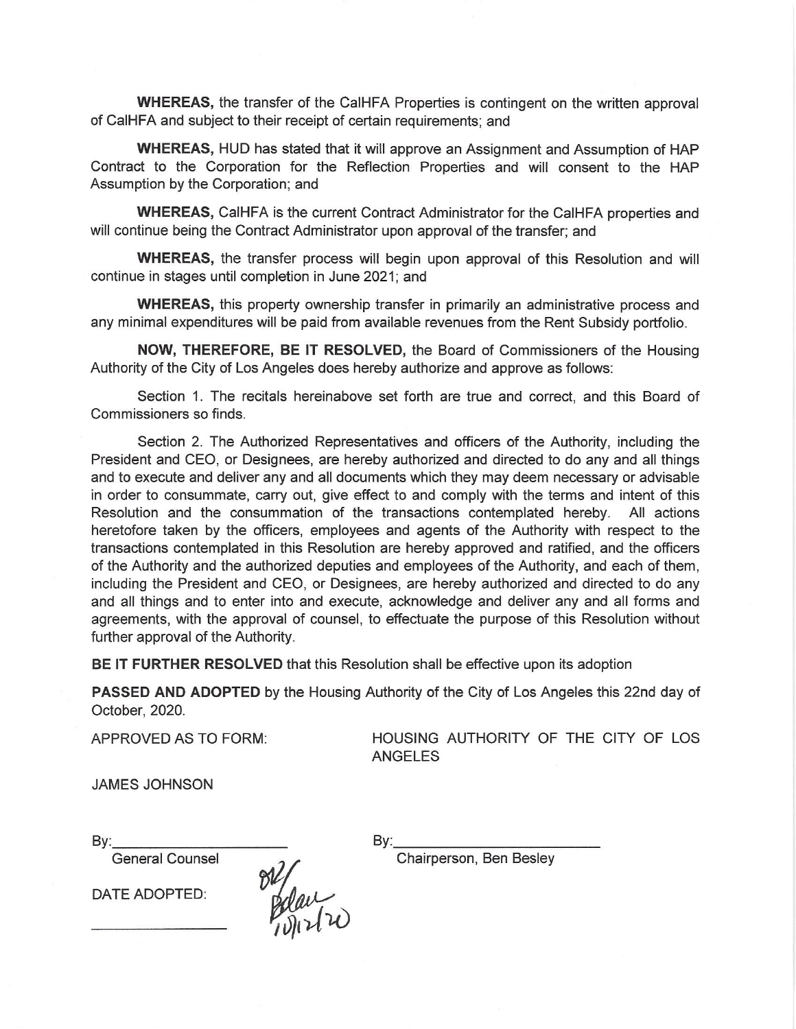**WHEREAS,** the transfer of the CalHFA Properties is contingent on the written approval of CalHFA and subject to their receipt of certain requirements; and

**WHEREAS,** HUD has stated that it will approve an Assignment and Assumption of HAP Contract to the Corporation for the Reflection Properties and will consent to the HAP Assumption by the Corporation; and

**WHEREAS,** CalHFA is the current Contract Administrator for the CalHFA properties and will continue being the Contract Administrator upon approval of the transfer; and

**WHEREAS,** the transfer process will begin upon approval of this Resolution and will continue in stages until completion in June 2021; and

**WHEREAS,** this property ownership transfer in primarily an administrative process and any minimal expenditures will be paid from available revenues from the Rent Subsidy portfolio.

**NOW, THEREFORE, BE IT RESOLVED,** the Board of Commissioners of the Housing Authority of the City of Los Angeles does hereby authorize and approve as follows:

Section 1. The recitals hereinabove set forth are true and correct, and this Board of Commissioners so finds.

Section 2. The Authorized Representatives and officers of the Authority, including the President and CEO, or Designees, are hereby authorized and directed to do any and all things and to execute and deliver any and all documents which they may deem necessary or advisable in order to consummate, carry out, give effect to and comply with the terms and intent of this Resolution and the consummation of the transactions contemplated hereby. All actions heretofore taken by the officers, employees and agents of the Authority with respect to the transactions contemplated in this Resolution are hereby approved and ratified, and the officers of the Authority and the authorized deputies and employees of the Authority, and each of them, including the President and CEO, or Designees, are hereby authorized and directed to do any and all things and to enter into and execute, acknowledge and deliver any and all forms and agreements, with the approval of counsel, to effectuate the purpose of this Resolution without further approval of the Authority.

**BE IT FURTHER RESOLVED** that this Resolution shall be effective upon its adoption

**PASSED AND ADOPTED** by the Housing Authority of the City of Los Angeles this 22nd day of October, 2020.

APPROVED AS TO FORM:

JAMES JOHNSON

By:\_\_\_\_\_\_\_\_\_\_\_\_\_\_\_\_\_\_\_\_
General Counsel

DATE ADOPTED: \_\_\_\_\_\_\_\_\_\_\_\_\_\_\_

OK/ Bdaw 10/12/20

HOUSING AUTHORITY OF THE CITY OF LOS ANGELES

By:\_\_\_\_\_\_\_\_\_\_\_\_\_\_\_\_\_\_\_\_
Chairperson, Ben Besley